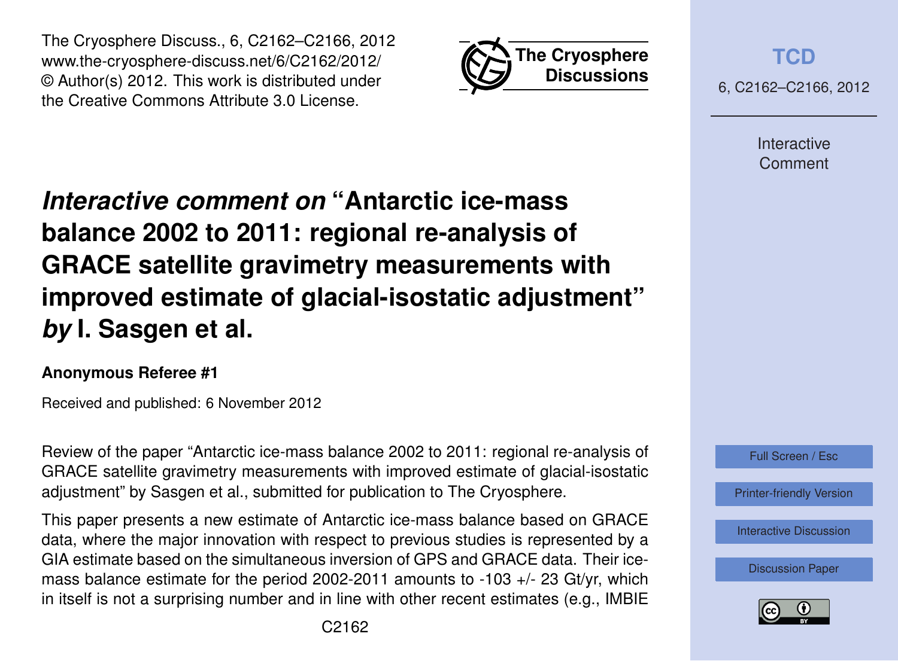# *Interactive comment on* "Antarctic ice-mass balance 2002 to 2011: regional re-analysis of GRACE satellite gravimetry measurements with improved estimate of glacial-isostatic adjustment" *by* I. Sasgen et al.

**Anonymous Referee #1**

Received and published: 6 November 2012

Review of the paper "Antarctic ice-mass balance 2002 to 2011: regional re-analysis of GRACE satellite gravimetry measurements with improved estimate of glacial-isostatic adjustment" by Sasgen et al., submitted for publication to The Cryosphere.

This paper presents a new estimate of Antarctic ice-mass balance based on GRACE data, where the major innovation with respect to previous studies is represented by a GIA estimate based on the simultaneous inversion of GPS and GRACE data. Their ice-mass balance estimate for the period 2002-2011 amounts to -103 +/- 23 Gt/yr, which in itself is not a surprising number and in line with other recent estimates (e.g., IMBIE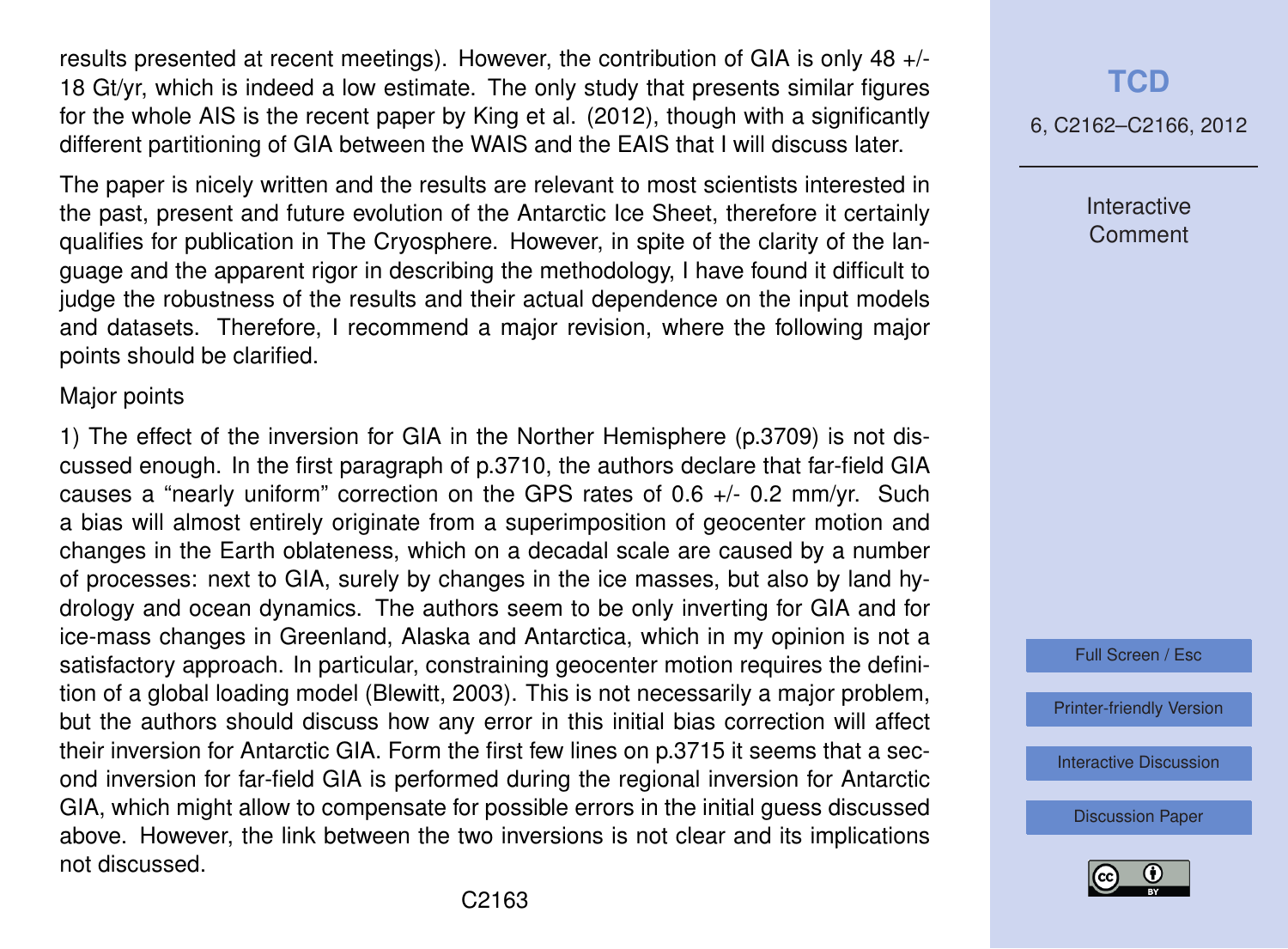results presented at recent meetings). However, the contribution of GIA is only 48 +/- 18 Gt/yr, which is indeed a low estimate. The only study that presents similar figures for the whole AIS is the recent paper by King et al. (2012), though with a significantly different partitioning of GIA between the WAIS and the EAIS that I will discuss later.

The paper is nicely written and the results are relevant to most scientists interested in the past, present and future evolution of the Antarctic Ice Sheet, therefore it certainly qualifies for publication in The Cryosphere. However, in spite of the clarity of the language and the apparent rigor in describing the methodology, I have found it difficult to judge the robustness of the results and their actual dependence on the input models and datasets. Therefore, I recommend a major revision, where the following major points should be clarified.

Major points

1) The effect of the inversion for GIA in the Norther Hemisphere (p.3709) is not discussed enough. In the first paragraph of p.3710, the authors declare that far-field GIA causes a "nearly uniform" correction on the GPS rates of 0.6 +/- 0.2 mm/yr. Such a bias will almost entirely originate from a superimposition of geocenter motion and changes in the Earth oblateness, which on a decadal scale are caused by a number of processes: next to GIA, surely by changes in the ice masses, but also by land hydrology and ocean dynamics. The authors seem to be only inverting for GIA and for ice-mass changes in Greenland, Alaska and Antarctica, which in my opinion is not a satisfactory approach. In particular, constraining geocenter motion requires the definition of a global loading model (Blewitt, 2003). This is not necessarily a major problem, but the authors should discuss how any error in this initial bias correction will affect their inversion for Antarctic GIA. Form the first few lines on p.3715 it seems that a second inversion for far-field GIA is performed during the regional inversion for Antarctic GIA, which might allow to compensate for possible errors in the initial guess discussed above. However, the link between the two inversions is not clear and its implications not discussed.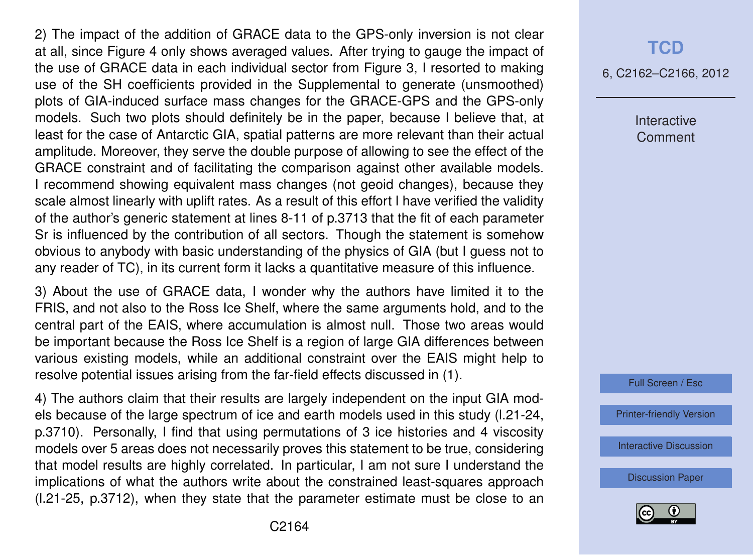2) The impact of the addition of GRACE data to the GPS-only inversion is not clear at all, since Figure 4 only shows averaged values. After trying to gauge the impact of the use of GRACE data in each individual sector from Figure 3, I resorted to making use of the SH coefficients provided in the Supplemental to generate (unsmoothed) plots of GIA-induced surface mass changes for the GRACE-GPS and the GPS-only models. Such two plots should definitely be in the paper, because I believe that, at least for the case of Antarctic GIA, spatial patterns are more relevant than their actual amplitude. Moreover, they serve the double purpose of allowing to see the effect of the GRACE constraint and of facilitating the comparison against other available models. I recommend showing equivalent mass changes (not geoid changes), because they scale almost linearly with uplift rates. As a result of this effort I have verified the validity of the author's generic statement at lines 8-11 of p.3713 that the fit of each parameter Sr is influenced by the contribution of all sectors. Though the statement is somehow obvious to anybody with basic understanding of the physics of GIA (but I guess not to any reader of TC), in its current form it lacks a quantitative measure of this influence.

3) About the use of GRACE data, I wonder why the authors have limited it to the FRIS, and not also to the Ross Ice Shelf, where the same arguments hold, and to the central part of the EAIS, where accumulation is almost null. Those two areas would be important because the Ross Ice Shelf is a region of large GIA differences between various existing models, while an additional constraint over the EAIS might help to resolve potential issues arising from the far-field effects discussed in (1).

4) The authors claim that their results are largely independent on the input GIA models because of the large spectrum of ice and earth models used in this study (l.21-24, p.3710). Personally, I find that using permutations of 3 ice histories and 4 viscosity models over 5 areas does not necessarily proves this statement to be true, considering that model results are highly correlated. In particular, I am not sure I understand the implications of what the authors write about the constrained least-squares approach (l.21-25, p.3712), when they state that the parameter estimate must be close to an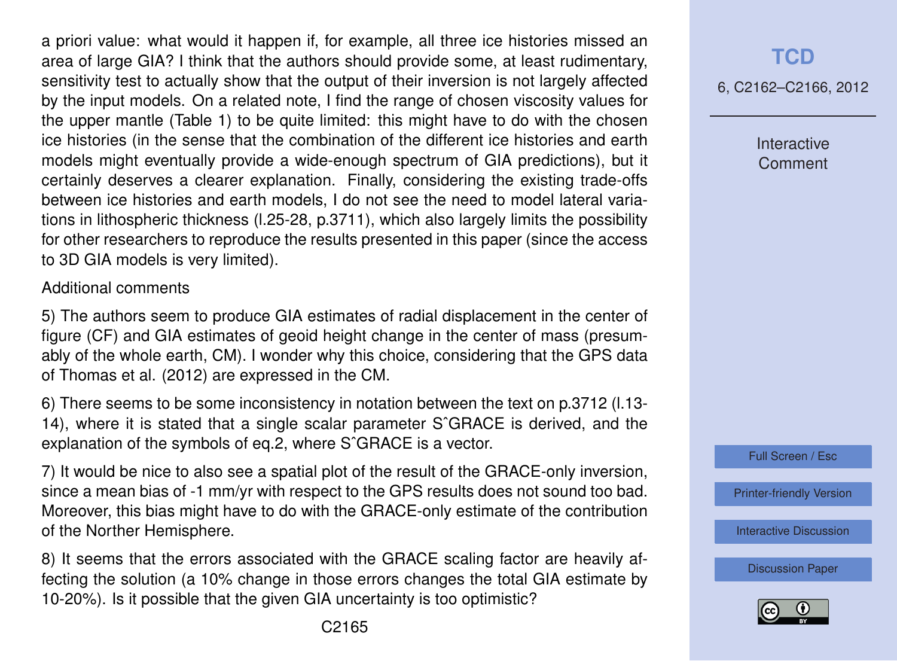a priori value: what would it happen if, for example, all three ice histories missed an area of large GIA? I think that the authors should provide some, at least rudimentary, sensitivity test to actually show that the output of their inversion is not largely affected by the input models. On a related note, I find the range of chosen viscosity values for the upper mantle (Table 1) to be quite limited: this might have to do with the chosen ice histories (in the sense that the combination of the different ice histories and earth models might eventually provide a wide-enough spectrum of GIA predictions), but it certainly deserves a clearer explanation. Finally, considering the existing trade-offs between ice histories and earth models, I do not see the need to model lateral variations in lithospheric thickness (l.25-28, p.3711), which also largely limits the possibility for other researchers to reproduce the results presented in this paper (since the access to 3D GIA models is very limited).

Additional comments

5) The authors seem to produce GIA estimates of radial displacement in the center of figure (CF) and GIA estimates of geoid height change in the center of mass (presumably of the whole earth, CM). I wonder why this choice, considering that the GPS data of Thomas et al. (2012) are expressed in the CM.

6) There seems to be some inconsistency in notation between the text on p.3712 (l.13-14), where it is stated that a single scalar parameter $\hat{S}$GRACE is derived, and the explanation of the symbols of eq.2, where $\hat{S}$GRACE is a vector.

7) It would be nice to also see a spatial plot of the result of the GRACE-only inversion, since a mean bias of -1 mm/yr with respect to the GPS results does not sound too bad. Moreover, this bias might have to do with the GRACE-only estimate of the contribution of the Norther Hemisphere.

8) It seems that the errors associated with the GRACE scaling factor are heavily affecting the solution (a 10% change in those errors changes the total GIA estimate by 10-20%). Is it possible that the given GIA uncertainty is too optimistic?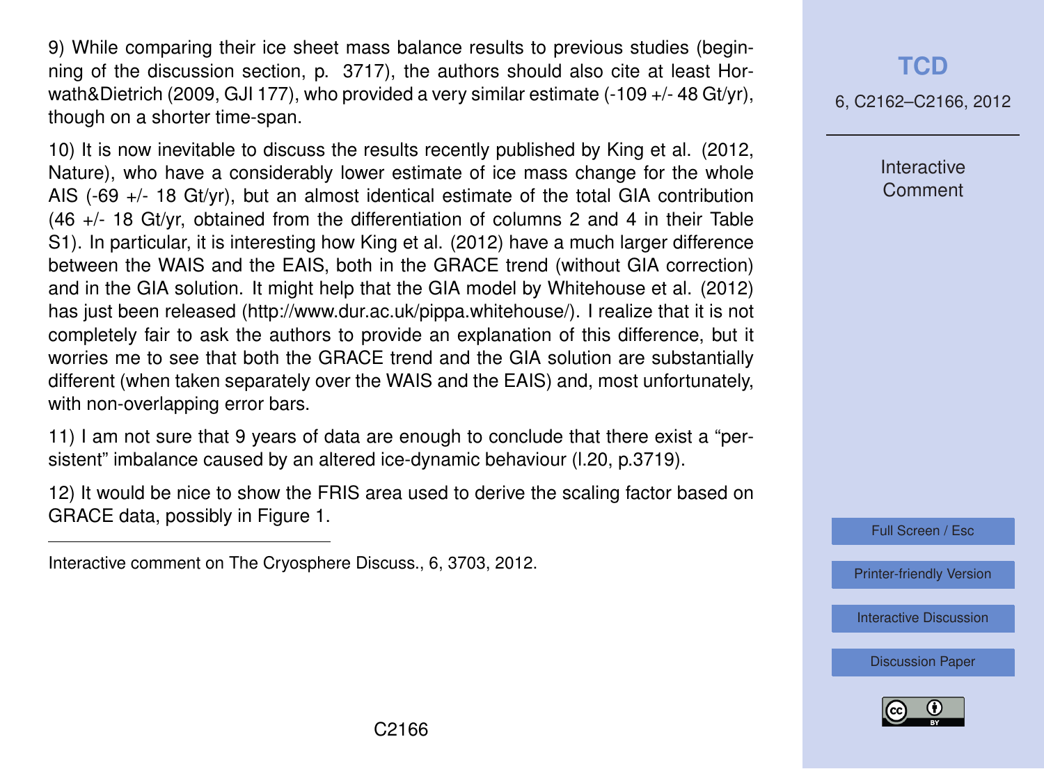9) While comparing their ice sheet mass balance results to previous studies (beginning of the discussion section, p. 3717), the authors should also cite at least Horwath&Dietrich (2009, GJI 177), who provided a very similar estimate (-109 +/- 48 Gt/yr), though on a shorter time-span.

10) It is now inevitable to discuss the results recently published by King et al. (2012, Nature), who have a considerably lower estimate of ice mass change for the whole AIS (-69 +/- 18 Gt/yr), but an almost identical estimate of the total GIA contribution (46 +/- 18 Gt/yr, obtained from the differentiation of columns 2 and 4 in their Table S1). In particular, it is interesting how King et al. (2012) have a much larger difference between the WAIS and the EAIS, both in the GRACE trend (without GIA correction) and in the GIA solution. It might help that the GIA model by Whitehouse et al. (2012) has just been released (http://www.dur.ac.uk/pippa.whitehouse/). I realize that it is not completely fair to ask the authors to provide an explanation of this difference, but it worries me to see that both the GRACE trend and the GIA solution are substantially different (when taken separately over the WAIS and the EAIS) and, most unfortunately, with non-overlapping error bars.

11) I am not sure that 9 years of data are enough to conclude that there exist a "persistent" imbalance caused by an altered ice-dynamic behaviour (l.20, p.3719).

12) It would be nice to show the FRIS area used to derive the scaling factor based on GRACE data, possibly in Figure 1.

---

Interactive comment on The Cryosphere Discuss., 6, 3703, 2012.